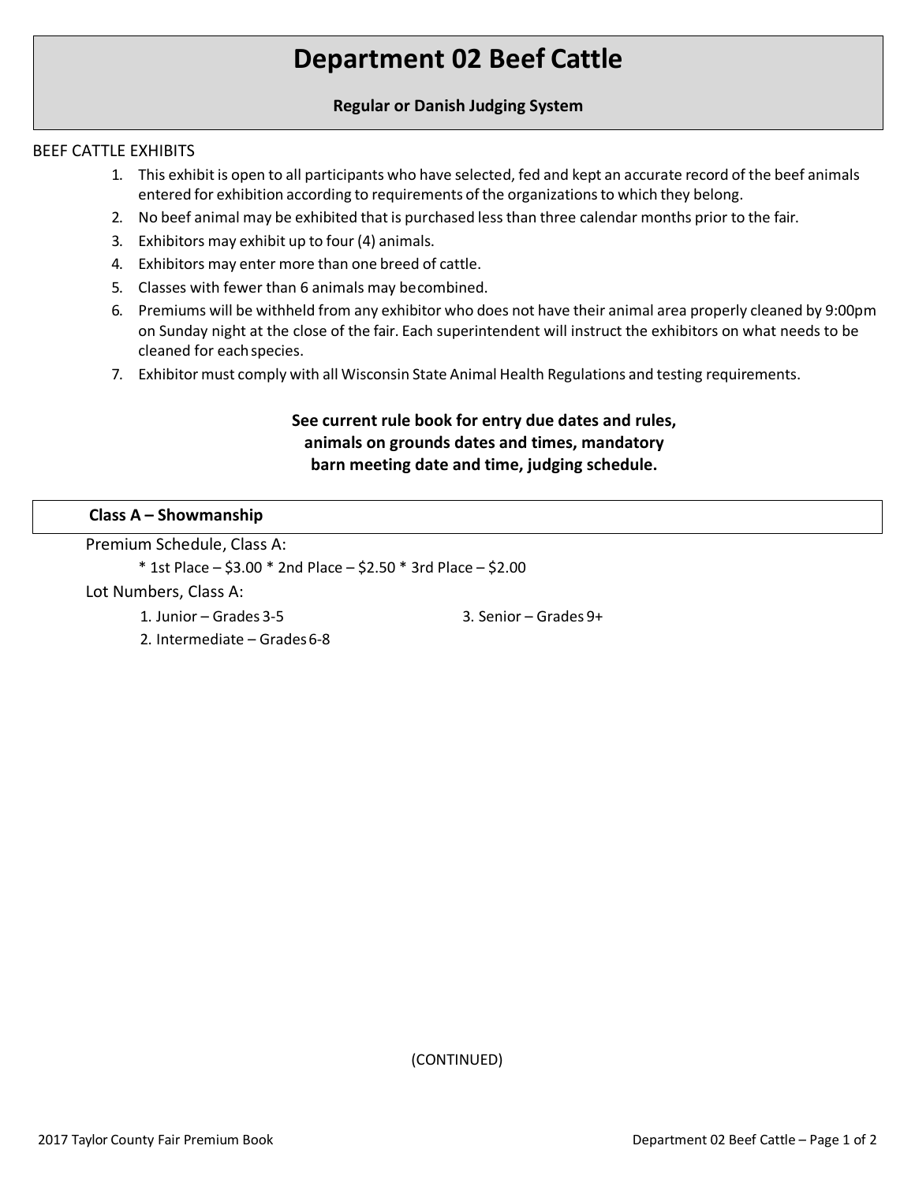# Department 02 Beef Cattle

**Regular or Danish Judging System**

BEEF CATTLE EXHIBITS

1. This exhibit is open to all participants who have selected, fed and kept an accurate record of the beef animals entered for exhibition according to requirements of the organizations to which they belong.
2. No beef animal may be exhibited that is purchased less than three calendar months prior to the fair.
3. Exhibitors may exhibit up to four (4) animals.
4. Exhibitors may enter more than one breed of cattle.
5. Classes with fewer than 6 animals may be combined.
6. Premiums will be withheld from any exhibitor who does not have their animal area properly cleaned by 9:00pm on Sunday night at the close of the fair. Each superintendent will instruct the exhibitors on what needs to be cleaned for each species.
7. Exhibitor must comply with all Wisconsin State Animal Health Regulations and testing requirements.

**See current rule book for entry due dates and rules, animals on grounds dates and times, mandatory barn meeting date and time, judging schedule.**

## Class A – Showmanship

Premium Schedule, Class A:

* 1st Place – $3.00 * 2nd Place – $2.50 * 3rd Place – $2.00

Lot Numbers, Class A:

1. Junior – Grades 3-5
2. Intermediate – Grades 6-8
3. Senior – Grades 9+

(CONTINUED)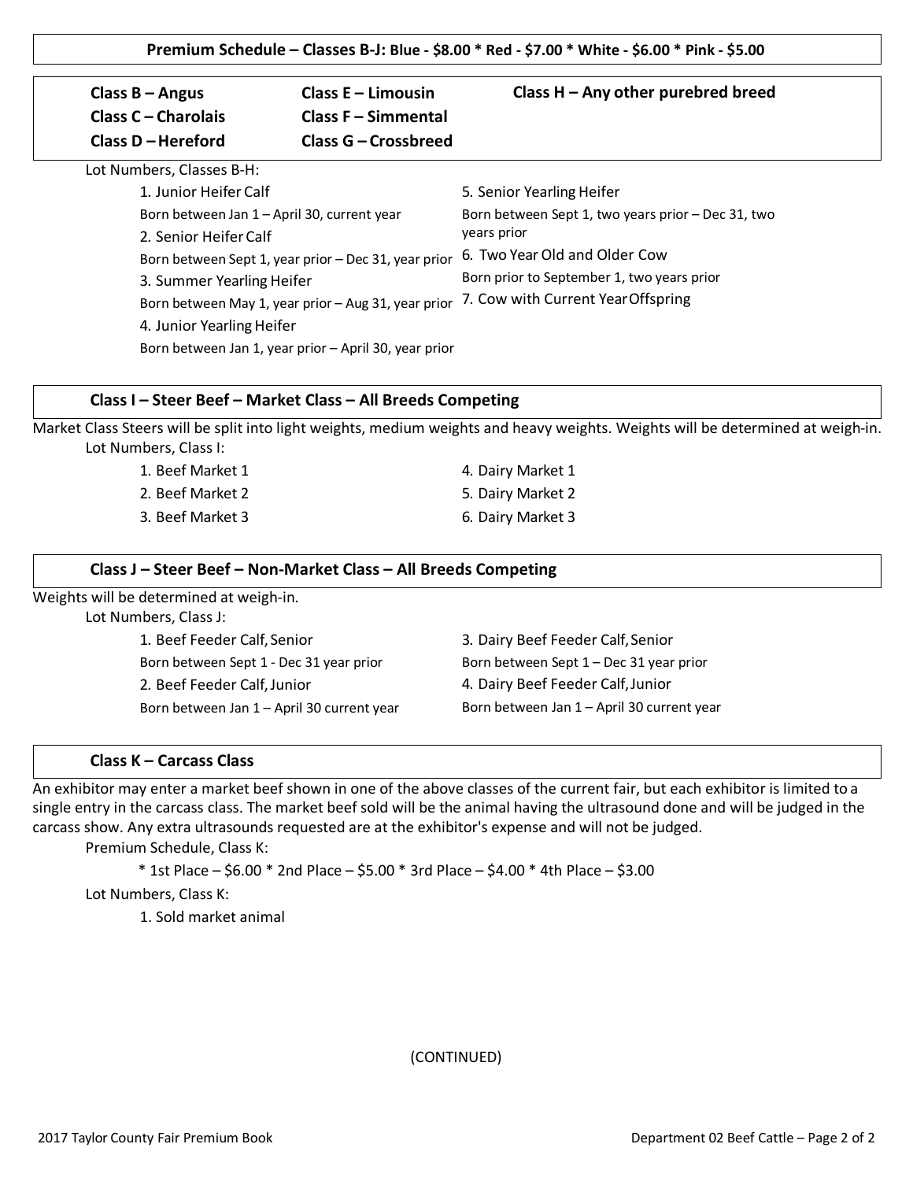**Premium Schedule – Classes B-J: Blue - $8.00 * Red - $7.00 * White - $6.00 * Pink - $5.00**

**Class B – Angus**
**Class C – Charolais**
**Class D – Hereford**
**Class E – Limousin**
**Class F – Simmental**
**Class G – Crossbreed**
**Class H – Any other purebred breed**

Lot Numbers, Classes B-H:

1. Junior Heifer Calf
   Born between Jan 1 – April 30, current year
2. Senior Heifer Calf
   Born between Sept 1, year prior – Dec 31, year prior
3. Summer Yearling Heifer
   Born between May 1, year prior – Aug 31, year prior
4. Junior Yearling Heifer
   Born between Jan 1, year prior – April 30, year prior
5. Senior Yearling Heifer
   Born between Sept 1, two years prior – Dec 31, two years prior
6. Two Year Old and Older Cow
   Born prior to September 1, two years prior
7. Cow with Current Year Offspring

## Class I – Steer Beef – Market Class – All Breeds Competing

Market Class Steers will be split into light weights, medium weights and heavy weights. Weights will be determined at weigh-in.

Lot Numbers, Class I:

1. Beef Market 1
2. Beef Market 2
3. Beef Market 3
4. Dairy Market 1
5. Dairy Market 2
6. Dairy Market 3

## Class J – Steer Beef – Non-Market Class – All Breeds Competing

Weights will be determined at weigh-in.

Lot Numbers, Class J:

1. Beef Feeder Calf, Senior
   Born between Sept 1 - Dec 31 year prior
2. Beef Feeder Calf, Junior
   Born between Jan 1 – April 30 current year
3. Dairy Beef Feeder Calf, Senior
   Born between Sept 1 – Dec 31 year prior
4. Dairy Beef Feeder Calf, Junior
   Born between Jan 1 – April 30 current year

## Class K – Carcass Class

An exhibitor may enter a market beef shown in one of the above classes of the current fair, but each exhibitor is limited to a single entry in the carcass class. The market beef sold will be the animal having the ultrasound done and will be judged in the carcass show. Any extra ultrasounds requested are at the exhibitor's expense and will not be judged.

Premium Schedule, Class K:

* 1st Place – $6.00 * 2nd Place – $5.00 * 3rd Place – $4.00 * 4th Place – $3.00

Lot Numbers, Class K:

1. Sold market animal

(CONTINUED)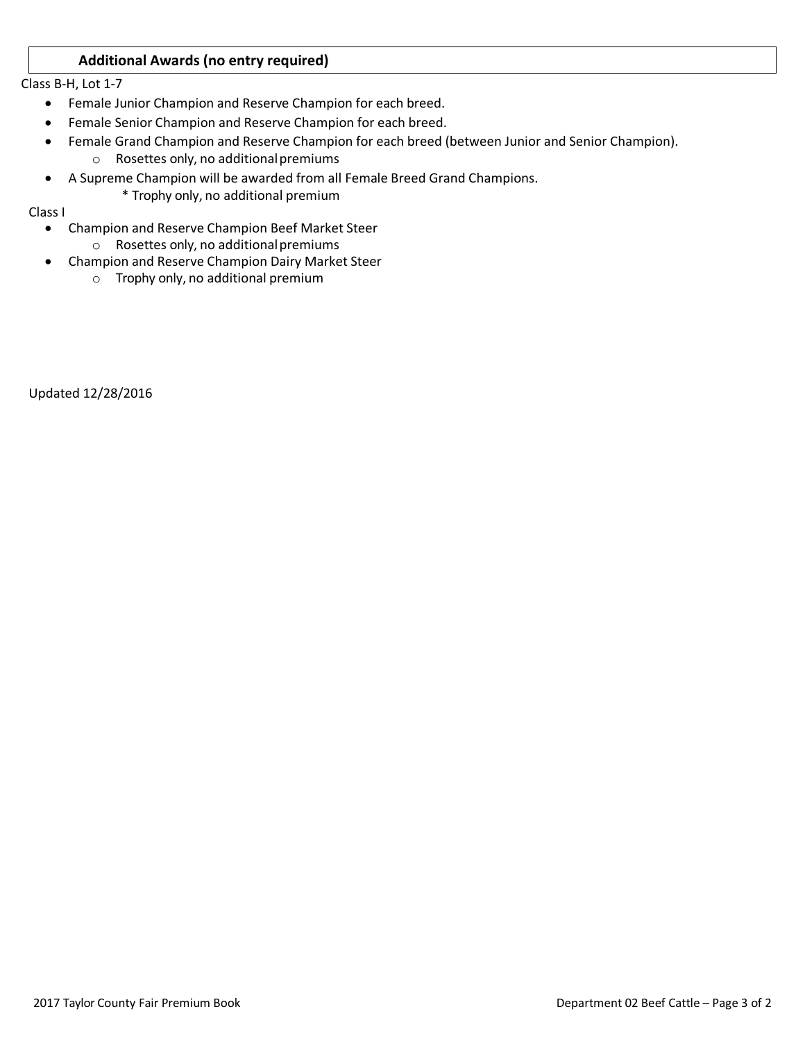## Additional Awards (no entry required)

Class B-H, Lot 1-7

- Female Junior Champion and Reserve Champion for each breed.
- Female Senior Champion and Reserve Champion for each breed.
- Female Grand Champion and Reserve Champion for each breed (between Junior and Senior Champion).
  - Rosettes only, no additional premiums
- A Supreme Champion will be awarded from all Female Breed Grand Champions.
  - * Trophy only, no additional premium

Class I

- Champion and Reserve Champion Beef Market Steer
  - Rosettes only, no additional premiums
- Champion and Reserve Champion Dairy Market Steer
  - Trophy only, no additional premium

Updated 12/28/2016